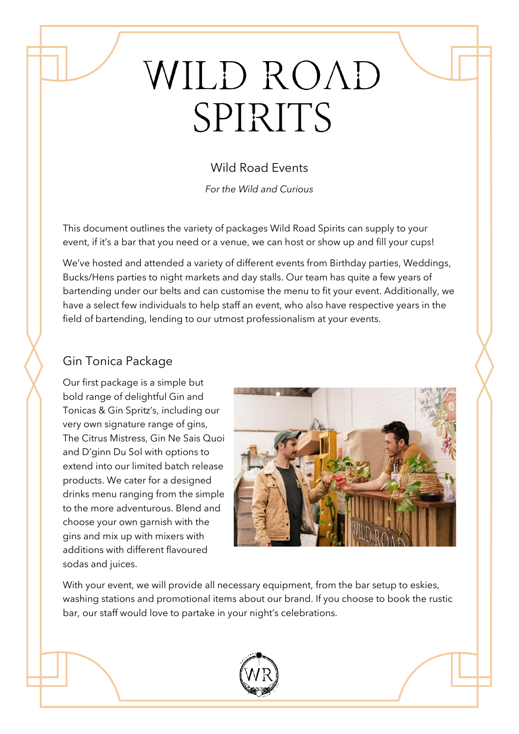# WILD ROAD SPIRITS

## Wild Road Events

*For the Wild and Curious*

This document outlines the variety of packages Wild Road Spirits can supply to your event, if it's a bar that you need or a venue, we can host or show up and fill your cups!

We've hosted and attended a variety of different events from Birthday parties, Weddings, Bucks/Hens parties to night markets and day stalls. Our team has quite a few years of bartending under our belts and can customise the menu to fit your event. Additionally, we have a select few individuals to help staff an event, who also have respective years in the field of bartending, lending to our utmost professionalism at your events.

### Gin Tonica Package

Our first package is a simple but bold range of delightful Gin and Tonicas & Gin Spritz's, including our very own signature range of gins, The Citrus Mistress, Gin Ne Sais Quoi and D'ginn Du Sol with options to extend into our limited batch release products. We cater for a designed drinks menu ranging from the simple to the more adventurous. Blend and choose your own garnish with the gins and mix up with mixers with additions with different flavoured sodas and juices.

With your event, we will provide all necessary equipment, from the bar setup to eskies, washing stations and promotional items about our brand. If you choose to book the rustic bar, our staff would love to partake in your night's celebrations.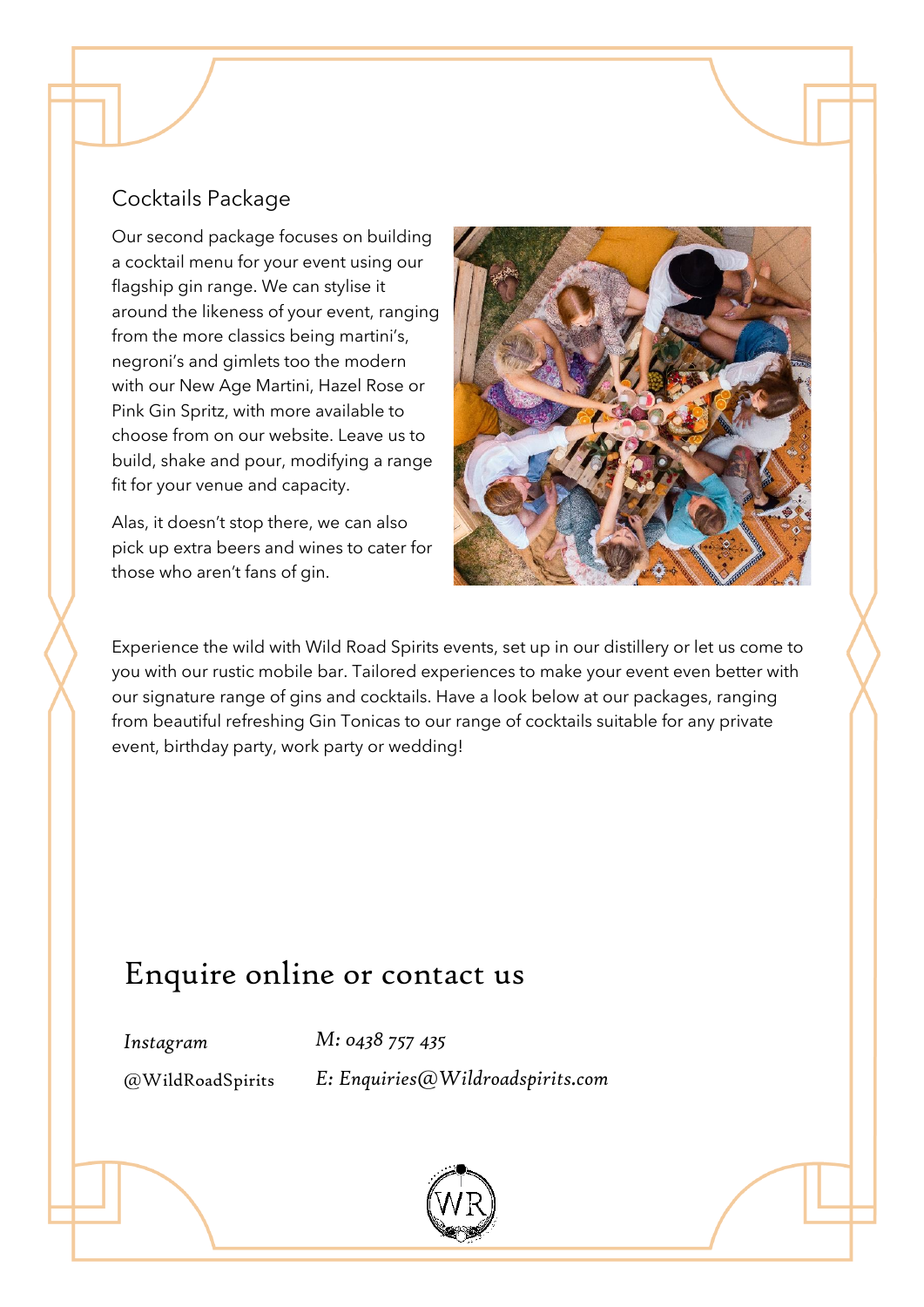## Cocktails Package

Our second package focuses on building a cocktail menu for your event using our flagship gin range. We can stylise it around the likeness of your event, ranging from the more classics being martini's, negroni's and gimlets too the modern with our New Age Martini, Hazel Rose or Pink Gin Spritz, with more available to choose from on our website. Leave us to build, shake and pour, modifying a range fit for your venue and capacity.

Alas, it doesn't stop there, we can also pick up extra beers and wines to cater for those who aren't fans of gin.

Experience the wild with Wild Road Spirits events, set up in our distillery or let us come to you with our rustic mobile bar. Tailored experiences to make your event even better with our signature range of gins and cocktails. Have a look below at our packages, ranging from beautiful refreshing Gin Tonicas to our range of cocktails suitable for any private event, birthday party, work party or wedding!

## Enquire online or contact us

*Instagram*

@WildRoadSpirits

*M: 0438 757 435*

*E: Enquiries@Wildroadspirits.com*